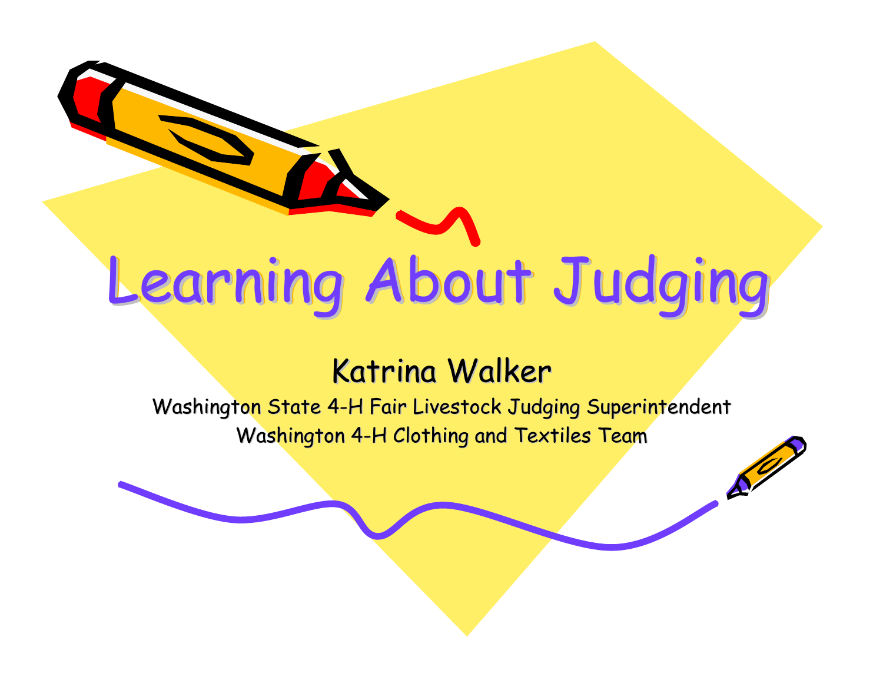# Learning About Judging

## Katrina Walker

Washington State 4-H Fair Livestock Judging Superintendent

Washington 4-H Clothing and Textiles Team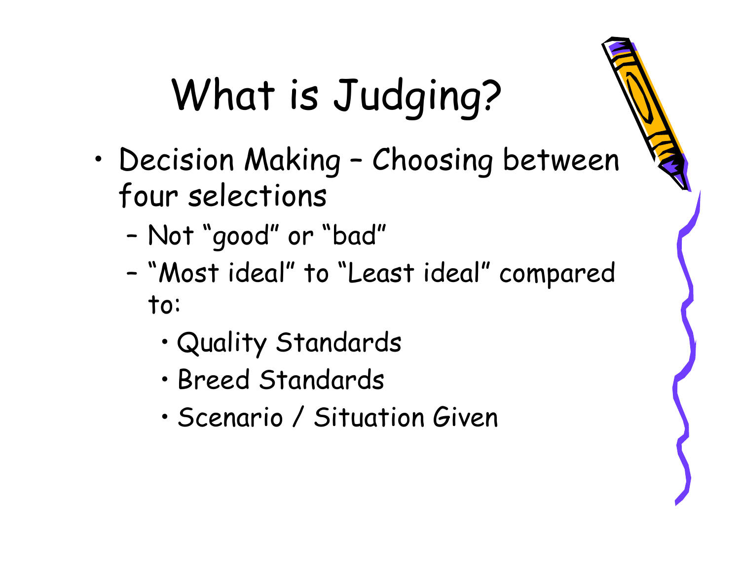# What is Judging?

- Decision Making – Choosing between four selections
  - Not "good" or "bad"
  - "Most ideal" to "Least ideal" compared to:
    - Quality Standards
    - Breed Standards
    - Scenario / Situation Given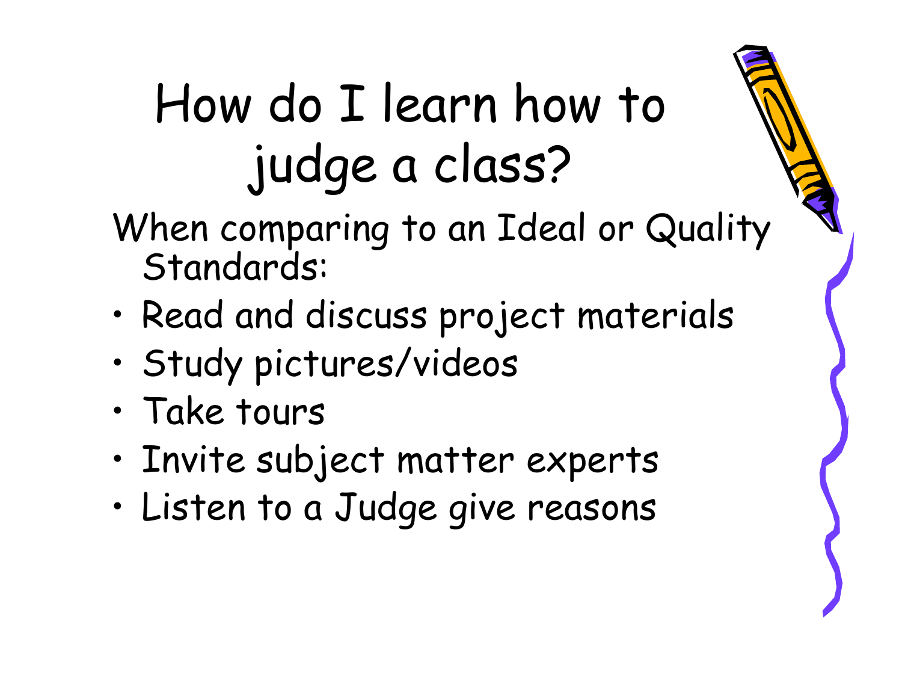# How do I learn how to judge a class?

When comparing to an Ideal or Quality Standards:

- Read and discuss project materials
- Study pictures/videos
- Take tours
- Invite subject matter experts
- Listen to a Judge give reasons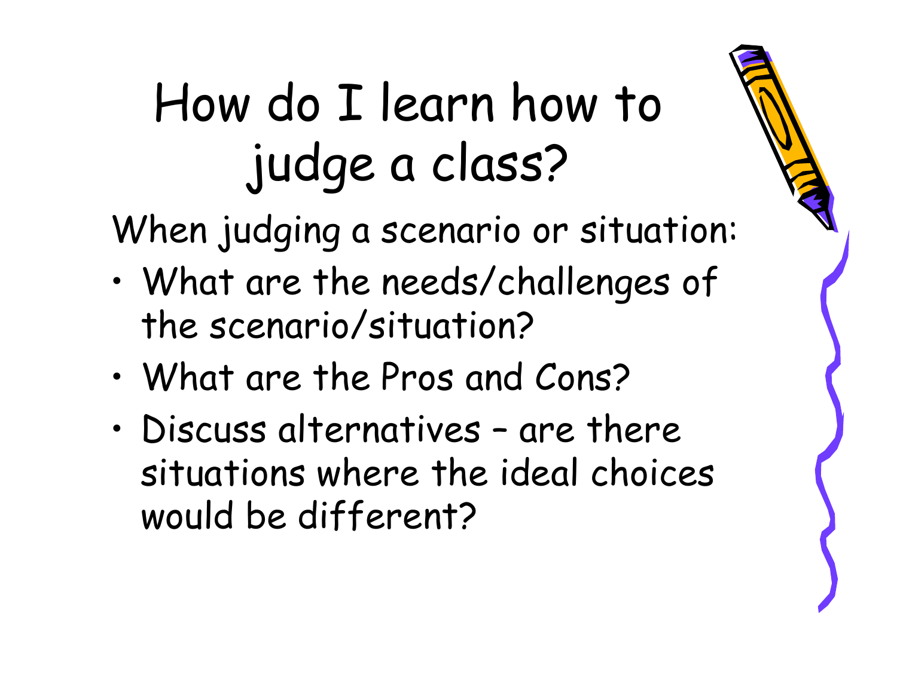# How do I learn how to judge a class?

When judging a scenario or situation:

- What are the needs/challenges of the scenario/situation?
- What are the Pros and Cons?
- Discuss alternatives – are there situations where the ideal choices would be different?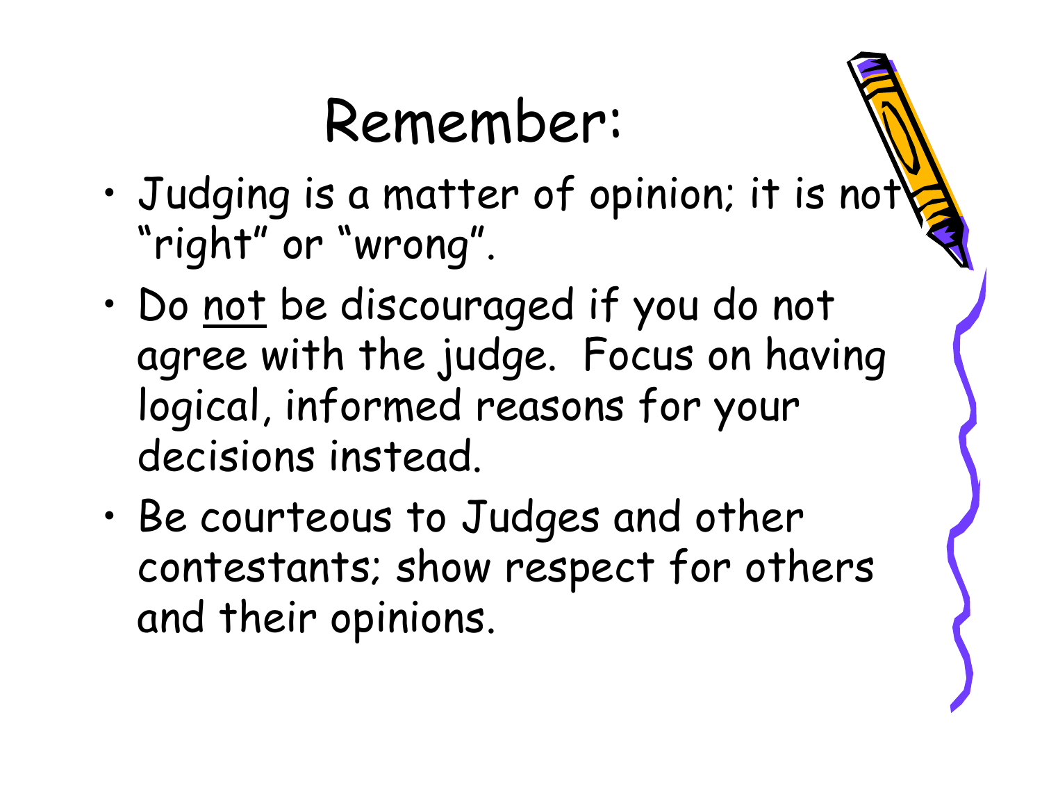# Remember:

- Judging is a matter of opinion; it is not "right" or "wrong".
- Do <u>not</u> be discouraged if you do not agree with the judge. Focus on having logical, informed reasons for your decisions instead.
- Be courteous to Judges and other contestants; show respect for others and their opinions.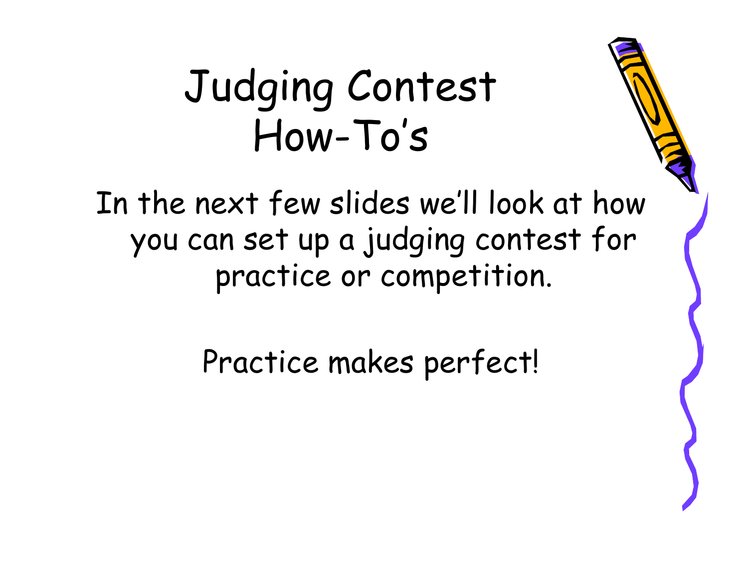# Judging Contest How-To's

In the next few slides we'll look at how you can set up a judging contest for practice or competition.

Practice makes perfect!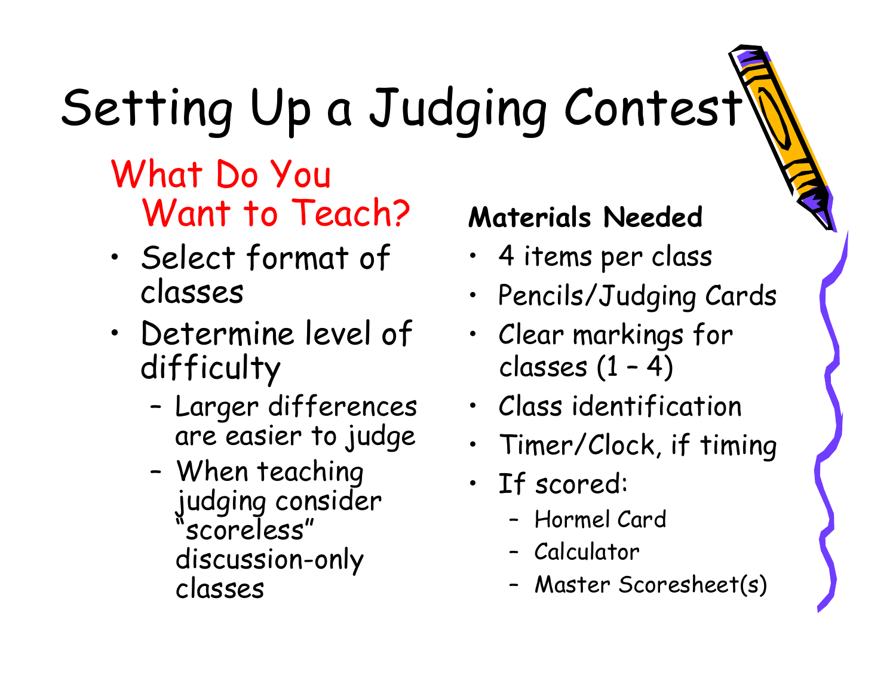# Setting Up a Judging Contest

## What Do You Want to Teach?

- Select format of classes
- Determine level of difficulty
  - Larger differences are easier to judge
  - When teaching judging consider "scoreless" discussion-only classes

**Materials Needed**

- 4 items per class
- Pencils/Judging Cards
- Clear markings for classes (1 – 4)
- Class identification
- Timer/Clock, if timing
- If scored:
  - Hormel Card
  - Calculator
  - Master Scoresheet(s)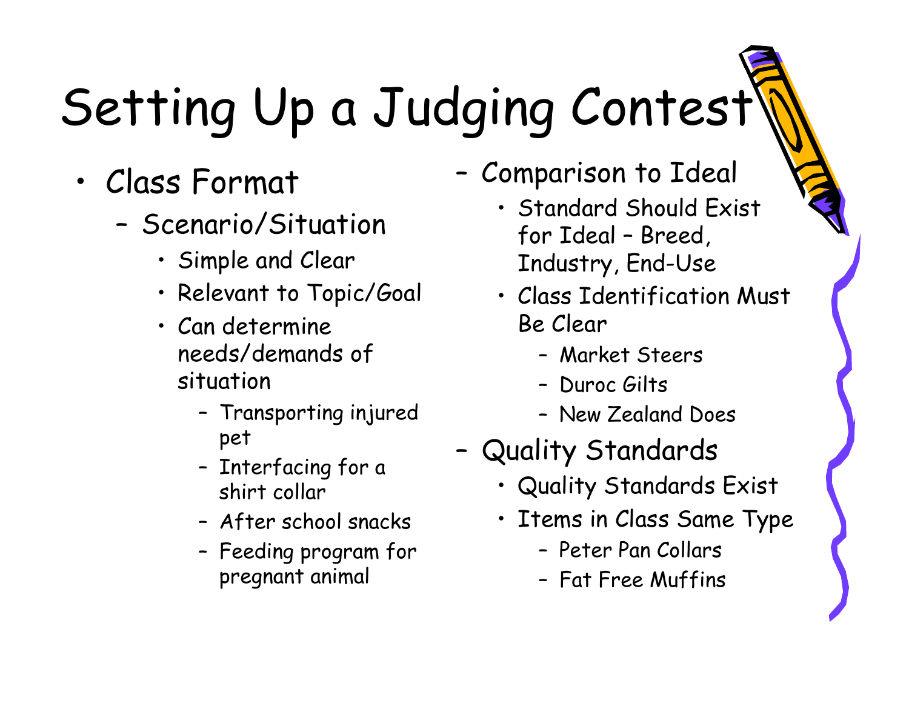# Setting Up a Judging Contest

- Class Format
  - Scenario/Situation
    - Simple and Clear
    - Relevant to Topic/Goal
    - Can determine needs/demands of situation
      - Transporting injured pet
      - Interfacing for a shirt collar
      - After school snacks
      - Feeding program for pregnant animal
  - Comparison to Ideal
    - Standard Should Exist for Ideal – Breed, Industry, End-Use
    - Class Identification Must Be Clear
      - Market Steers
      - Duroc Gilts
      - New Zealand Does
  - Quality Standards
    - Quality Standards Exist
    - Items in Class Same Type
      - Peter Pan Collars
      - Fat Free Muffins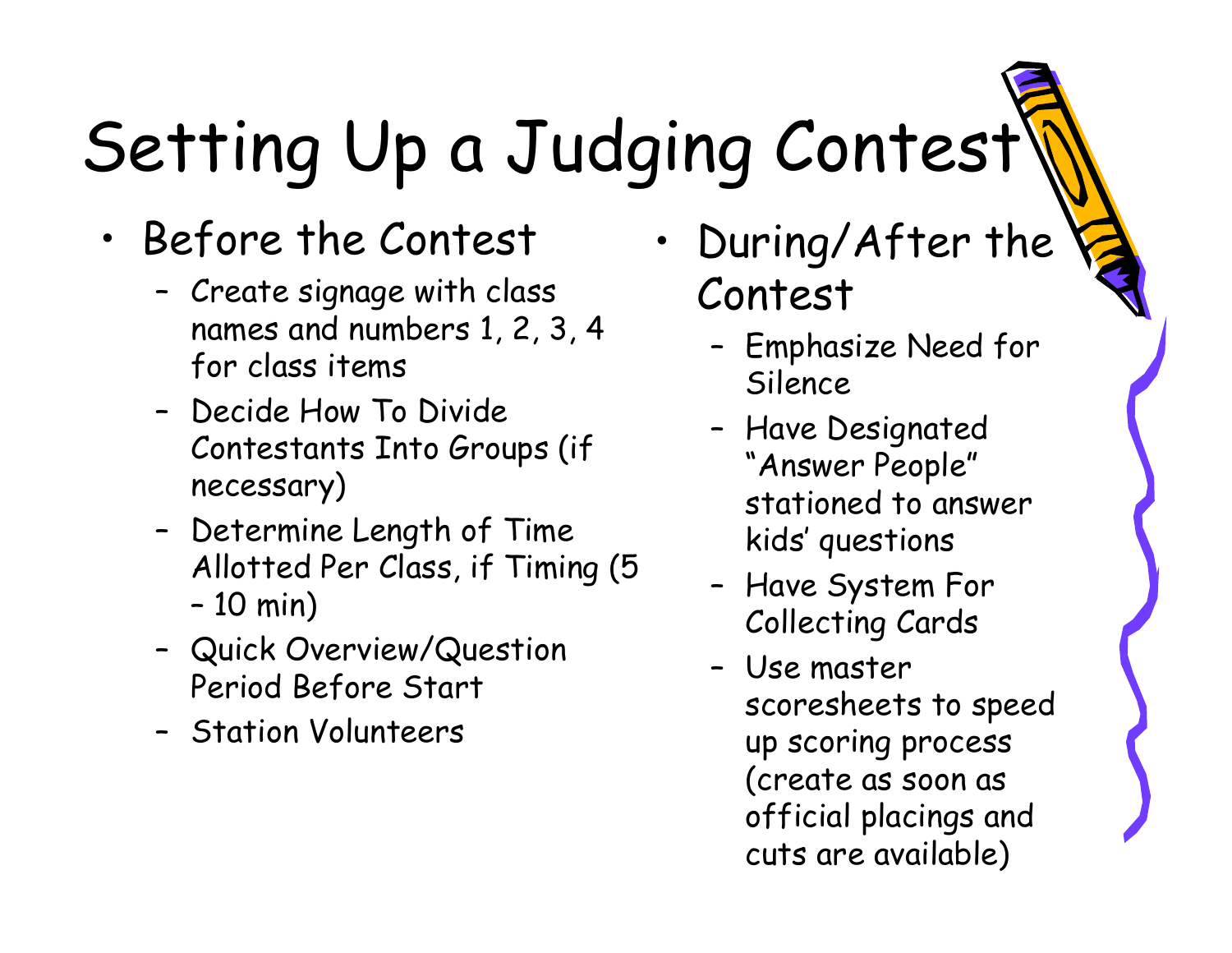# Setting Up a Judging Contest

- Before the Contest
  - Create signage with class names and numbers 1, 2, 3, 4 for class items
  - Decide How To Divide Contestants Into Groups (if necessary)
  - Determine Length of Time Allotted Per Class, if Timing (5 – 10 min)
  - Quick Overview/Question Period Before Start
  - Station Volunteers
- During/After the Contest
  - Emphasize Need for Silence
  - Have Designated "Answer People" stationed to answer kids' questions
  - Have System For Collecting Cards
  - Use master scoresheets to speed up scoring process (create as soon as official placings and cuts are available)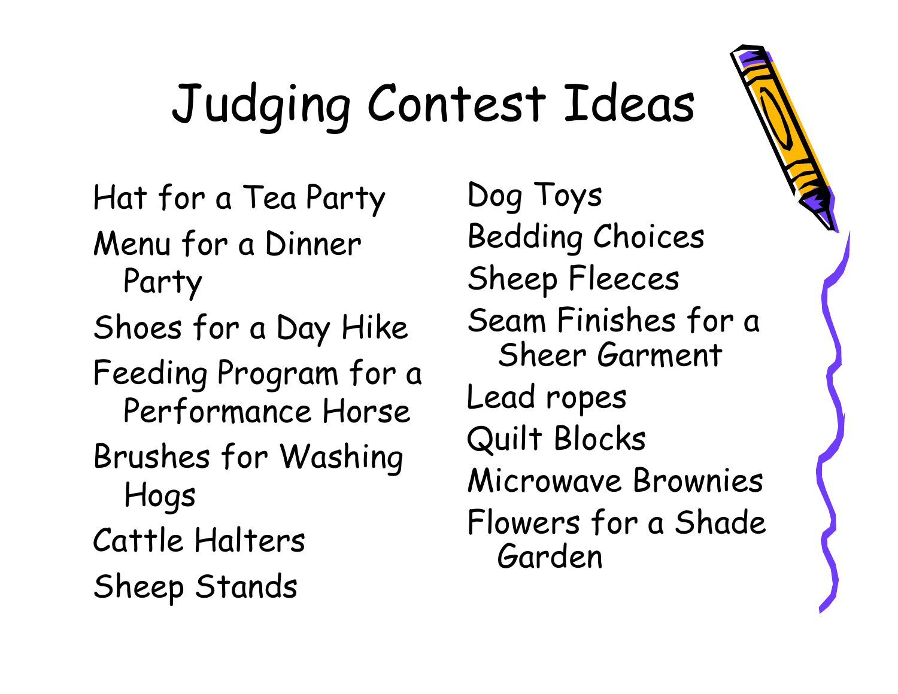# Judging Contest Ideas

- Hat for a Tea Party
- Menu for a Dinner Party
- Shoes for a Day Hike
- Feeding Program for a Performance Horse
- Brushes for Washing Hogs
- Cattle Halters
- Sheep Stands
- Dog Toys
- Bedding Choices
- Sheep Fleeces
- Seam Finishes for a Sheer Garment
- Lead ropes
- Quilt Blocks
- Microwave Brownies
- Flowers for a Shade Garden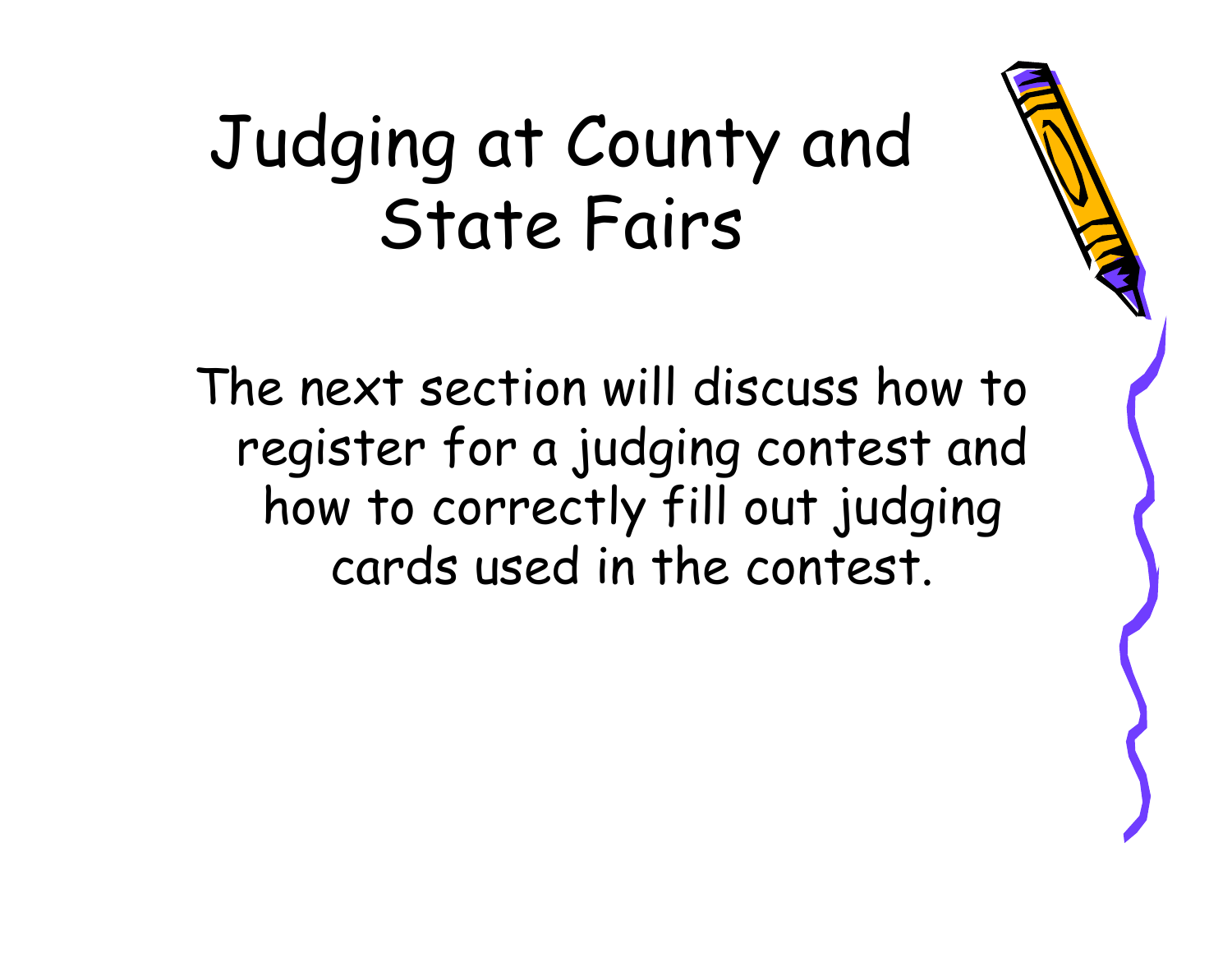# Judging at County and State Fairs

The next section will discuss how to register for a judging contest and how to correctly fill out judging cards used in the contest.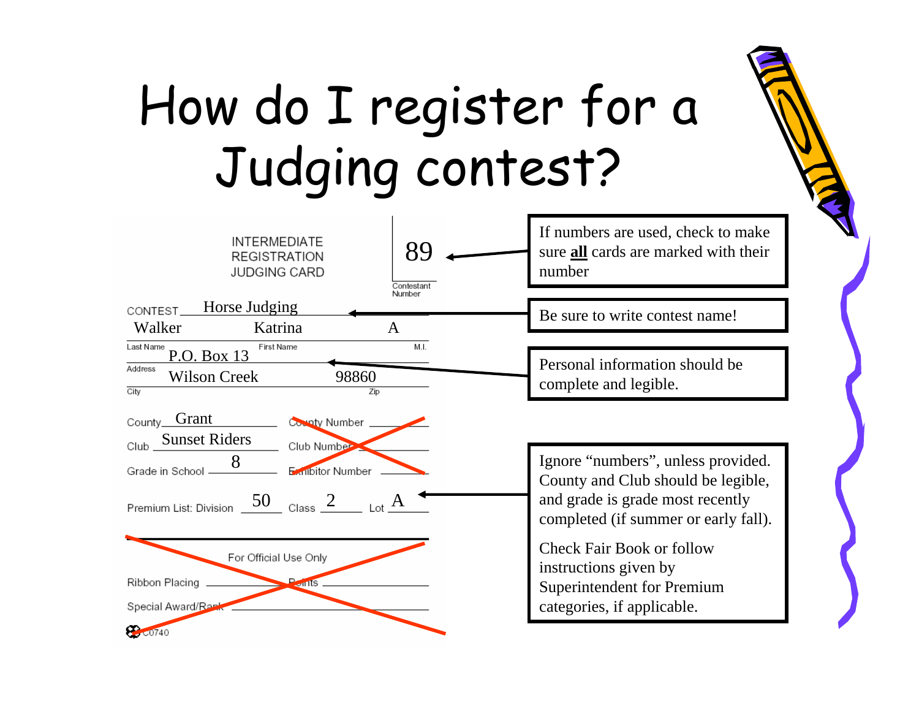# How do I register for a Judging contest?

**INTERMEDIATE REGISTRATION JUDGING CARD**

Contestant Number: 89

CONTEST: Horse Judging

| Last Name | First Name | M.I. |
|---|---|---|
| Walker | Katrina | A |

Address: P.O. Box 13

City: Wilson Creek  Zip: 98860

County: Grant  ~~County Number~~

Club: Sunset Riders  ~~Club Number~~

Grade in School: 8  ~~Exhibitor Number~~

Premium List: Division 50  Class 2  Lot A

~~For Official Use Only~~

~~Ribbon Placing ____ Points ____~~

~~Special Award/Rank ____~~

C0740

If numbers are used, check to make sure **all** cards are marked with their number

Be sure to write contest name!

Personal information should be complete and legible.

Ignore "numbers", unless provided. County and Club should be legible, and grade is grade most recently completed (if summer or early fall).

Check Fair Book or follow instructions given by Superintendent for Premium categories, if applicable.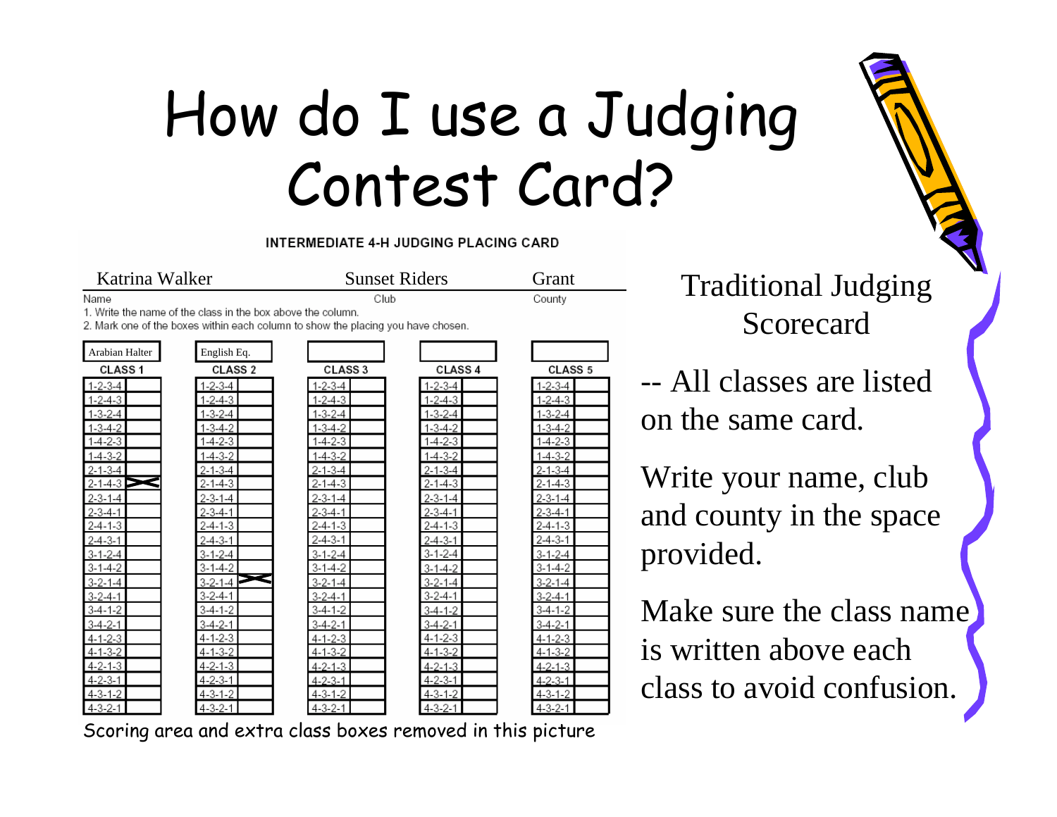# How do I use a Judging Contest Card?

**INTERMEDIATE 4-H JUDGING PLACING CARD**

| Name | Club | County |
|---|---|---|
| Katrina Walker | Sunset Riders | Grant |

1. Write the name of the class in the box above the column.
2. Mark one of the boxes within each column to show the placing you have chosen.

| Arabian Halter | | English Eq. | | | | | | | |
|---|---|---|---|---|---|---|---|---|---|
| **CLASS 1** | | **CLASS 2** | | **CLASS 3** | | **CLASS 4** | | **CLASS 5** | |
| 1-2-3-4 | | 1-2-3-4 | | 1-2-3-4 | | 1-2-3-4 | | 1-2-3-4 | |
| 1-2-4-3 | | 1-2-4-3 | | 1-2-4-3 | | 1-2-4-3 | | 1-2-4-3 | |
| 1-3-2-4 | | 1-3-2-4 | | 1-3-2-4 | | 1-3-2-4 | | 1-3-2-4 | |
| 1-3-4-2 | | 1-3-4-2 | | 1-3-4-2 | | 1-3-4-2 | | 1-3-4-2 | |
| 1-4-2-3 | | 1-4-2-3 | | 1-4-2-3 | | 1-4-2-3 | | 1-4-2-3 | |
| 1-4-3-2 | | 1-4-3-2 | | 1-4-3-2 | | 1-4-3-2 | | 1-4-3-2 | |
| 2-1-3-4 | | 2-1-3-4 | | 2-1-3-4 | | 2-1-3-4 | | 2-1-3-4 | |
| 2-1-4-3 | X | 2-1-4-3 | | 2-1-4-3 | | 2-1-4-3 | | 2-1-4-3 | |
| 2-3-1-4 | | 2-3-1-4 | | 2-3-1-4 | | 2-3-1-4 | | 2-3-1-4 | |
| 2-3-4-1 | | 2-3-4-1 | | 2-3-4-1 | | 2-3-4-1 | | 2-3-4-1 | |
| 2-4-1-3 | | 2-4-1-3 | | 2-4-1-3 | | 2-4-1-3 | | 2-4-1-3 | |
| 2-4-3-1 | | 2-4-3-1 | | 2-4-3-1 | | 2-4-3-1 | | 2-4-3-1 | |
| 3-1-2-4 | | 3-1-2-4 | | 3-1-2-4 | | 3-1-2-4 | | 3-1-2-4 | |
| 3-1-4-2 | | 3-1-4-2 | | 3-1-4-2 | | 3-1-4-2 | | 3-1-4-2 | |
| 3-2-1-4 | | 3-2-1-4 | X | 3-2-1-4 | | 3-2-1-4 | | 3-2-1-4 | |
| 3-2-4-1 | | 3-2-4-1 | | 3-2-4-1 | | 3-2-4-1 | | 3-2-4-1 | |
| 3-4-1-2 | | 3-4-1-2 | | 3-4-1-2 | | 3-4-1-2 | | 3-4-1-2 | |
| 3-4-2-1 | | 3-4-2-1 | | 3-4-2-1 | | 3-4-2-1 | | 3-4-2-1 | |
| 4-1-2-3 | | 4-1-2-3 | | 4-1-2-3 | | 4-1-2-3 | | 4-1-2-3 | |
| 4-1-3-2 | | 4-1-3-2 | | 4-1-3-2 | | 4-1-3-2 | | 4-1-3-2 | |
| 4-2-1-3 | | 4-2-1-3 | | 4-2-1-3 | | 4-2-1-3 | | 4-2-1-3 | |
| 4-2-3-1 | | 4-2-3-1 | | 4-2-3-1 | | 4-2-3-1 | | 4-2-3-1 | |
| 4-3-1-2 | | 4-3-1-2 | | 4-3-1-2 | | 4-3-1-2 | | 4-3-1-2 | |
| 4-3-2-1 | | 4-3-2-1 | | 4-3-2-1 | | 4-3-2-1 | | 4-3-2-1 | |

Scoring area and extra class boxes removed in this picture

Traditional Judging Scorecard

-- All classes are listed on the same card.

Write your name, club and county in the space provided.

Make sure the class name is written above each class to avoid confusion.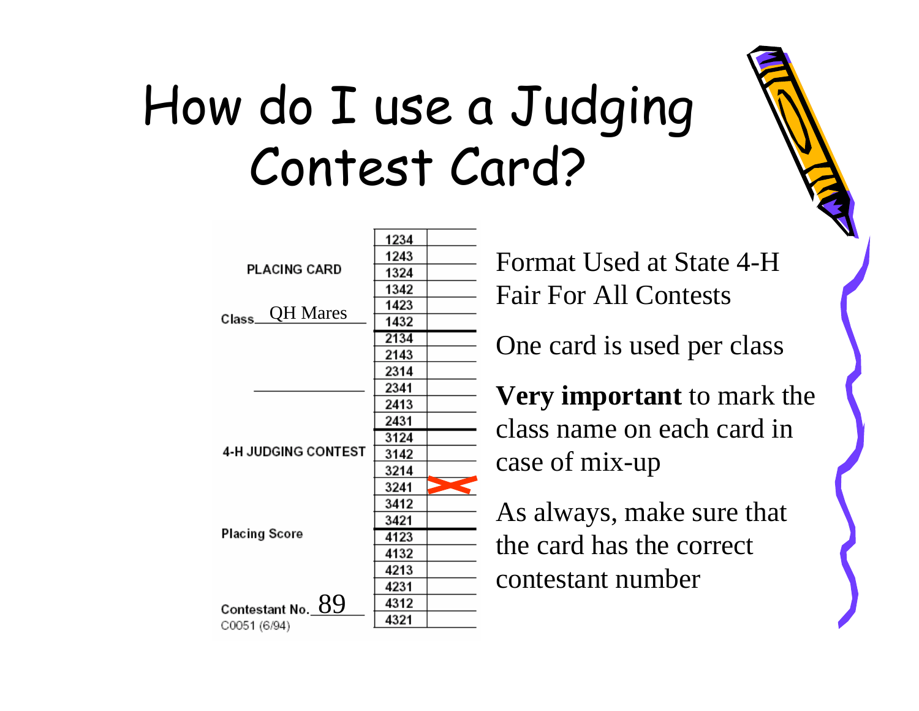# How do I use a Judging Contest Card?

| PLACING CARD | | |
|---|---|---|
| | 1234 | |
| | 1243 | |
| | 1324 | |
| | 1342 | |
| | 1423 | |
| Class QH Mares | 1432 | |
| | 2134 | |
| | 2143 | |
| | 2314 | |
| | 2341 | |
| | 2413 | |
| | 2431 | |
| | 3124 | |
| 4-H JUDGING CONTEST | 3142 | |
| | 3214 | |
| | 3241 | X |
| | 3412 | |
| | 3421 | |
| Placing Score | 4123 | |
| | 4132 | |
| | 4213 | |
| | 4231 | |
| Contestant No. 89 | 4312 | |
| C0051 (6/94) | 4321 | |

Format Used at State 4-H Fair For All Contests

One card is used per class

**Very important** to mark the class name on each card in case of mix-up

As always, make sure that the card has the correct contestant number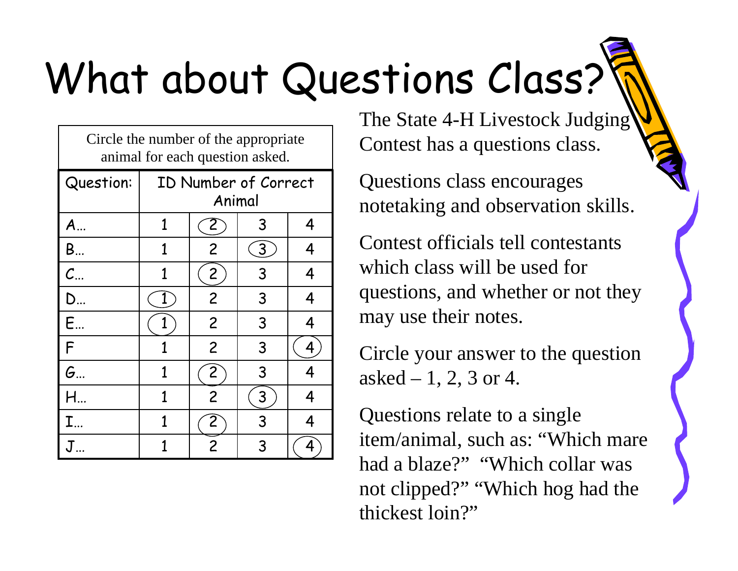# What about Questions Class?

| Circle the number of the appropriate animal for each question asked. | | | | |
|---|---|---|---|---|
| Question: | ID Number of Correct Animal | | | |
| A… | 1 | (2) | 3 | 4 |
| B… | 1 | 2 | (3) | 4 |
| C… | 1 | (2) | 3 | 4 |
| D… | (1) | 2 | 3 | 4 |
| E… | (1) | 2 | 3 | 4 |
| F | 1 | 2 | 3 | (4) |
| G… | 1 | (2) | 3 | 4 |
| H… | 1 | 2 | (3) | 4 |
| I… | 1 | (2) | 3 | 4 |
| J… | 1 | 2 | 3 | (4) |

The State 4-H Livestock Judging Contest has a questions class.

Questions class encourages notetaking and observation skills.

Contest officials tell contestants which class will be used for questions, and whether or not they may use their notes.

Circle your answer to the question asked – 1, 2, 3 or 4.

Questions relate to a single item/animal, such as: "Which mare had a blaze?" "Which collar was not clipped?" "Which hog had the thickest loin?"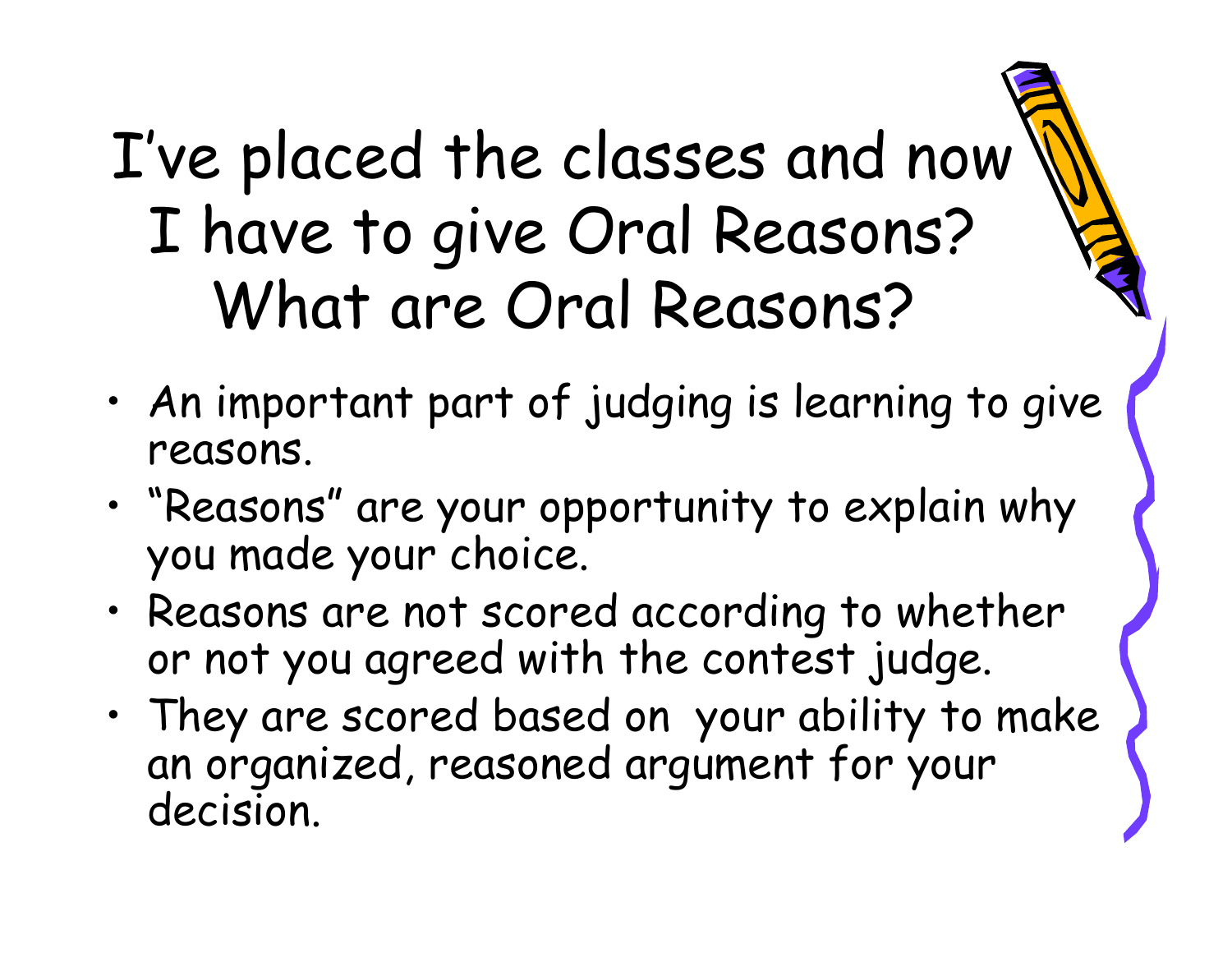# I've placed the classes and now I have to give Oral Reasons? What are Oral Reasons?

- An important part of judging is learning to give reasons.
- "Reasons" are your opportunity to explain why you made your choice.
- Reasons are not scored according to whether or not you agreed with the contest judge.
- They are scored based on your ability to make an organized, reasoned argument for your decision.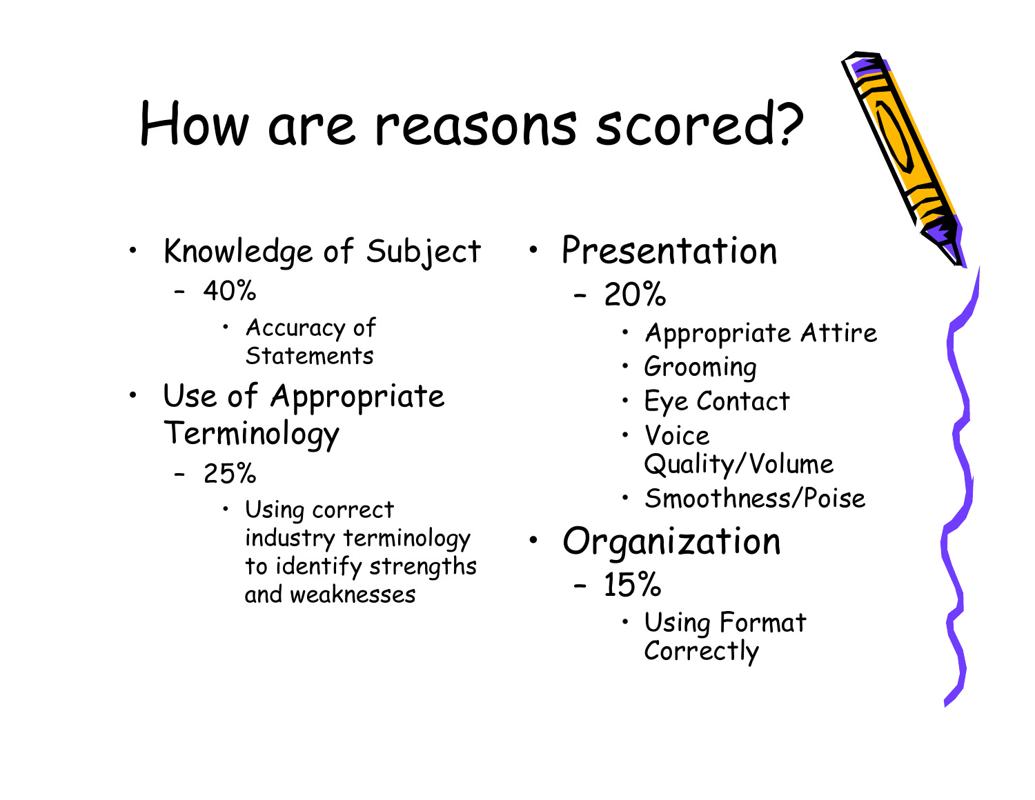# How are reasons scored?

- Knowledge of Subject
  - 40%
    - Accuracy of Statements
- Use of Appropriate Terminology
  - 25%
    - Using correct industry terminology to identify strengths and weaknesses
- Presentation
  - 20%
    - Appropriate Attire
    - Grooming
    - Eye Contact
    - Voice Quality/Volume
    - Smoothness/Poise
- Organization
  - 15%
    - Using Format Correctly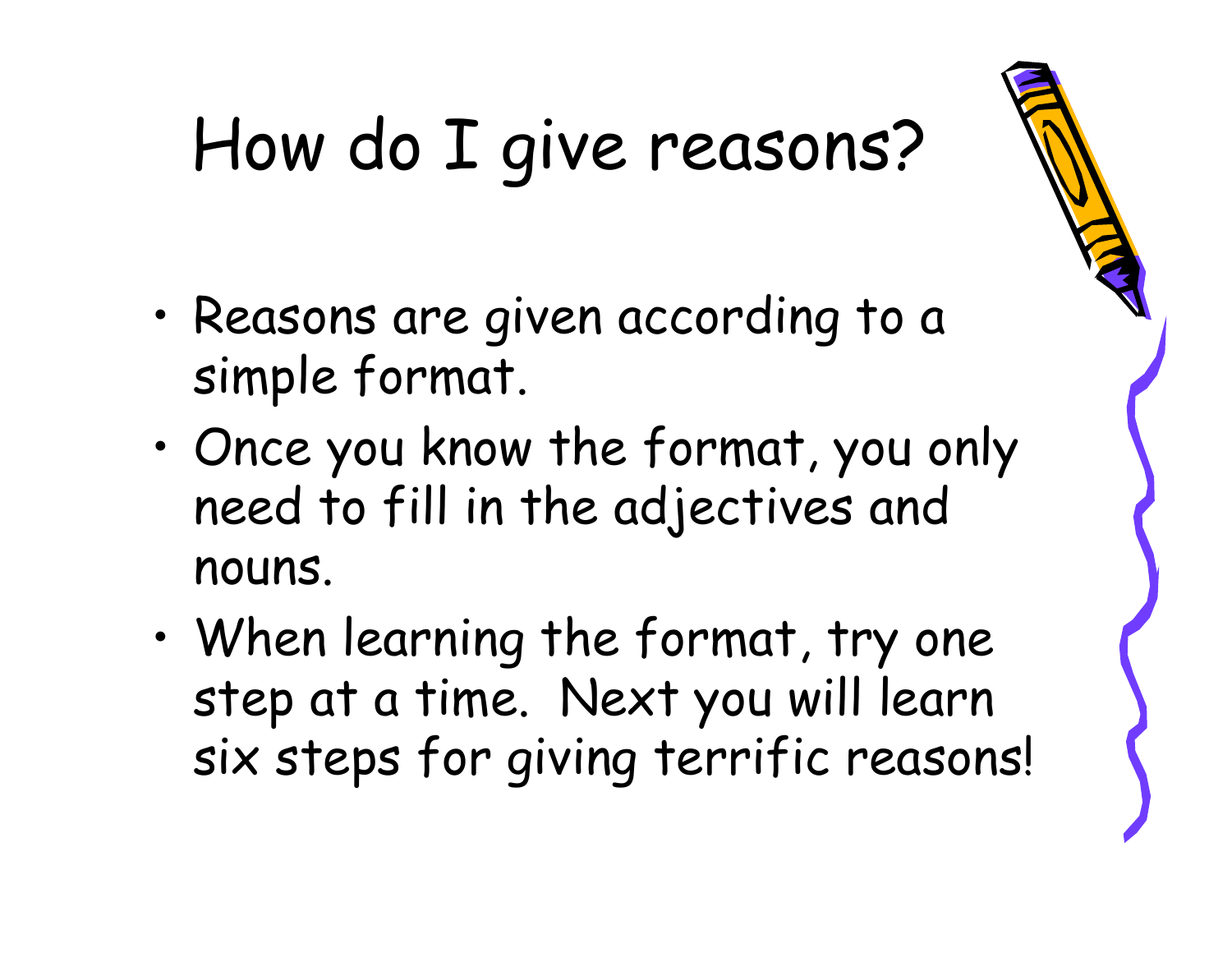# How do I give reasons?

- Reasons are given according to a simple format.
- Once you know the format, you only need to fill in the adjectives and nouns.
- When learning the format, try one step at a time. Next you will learn six steps for giving terrific reasons!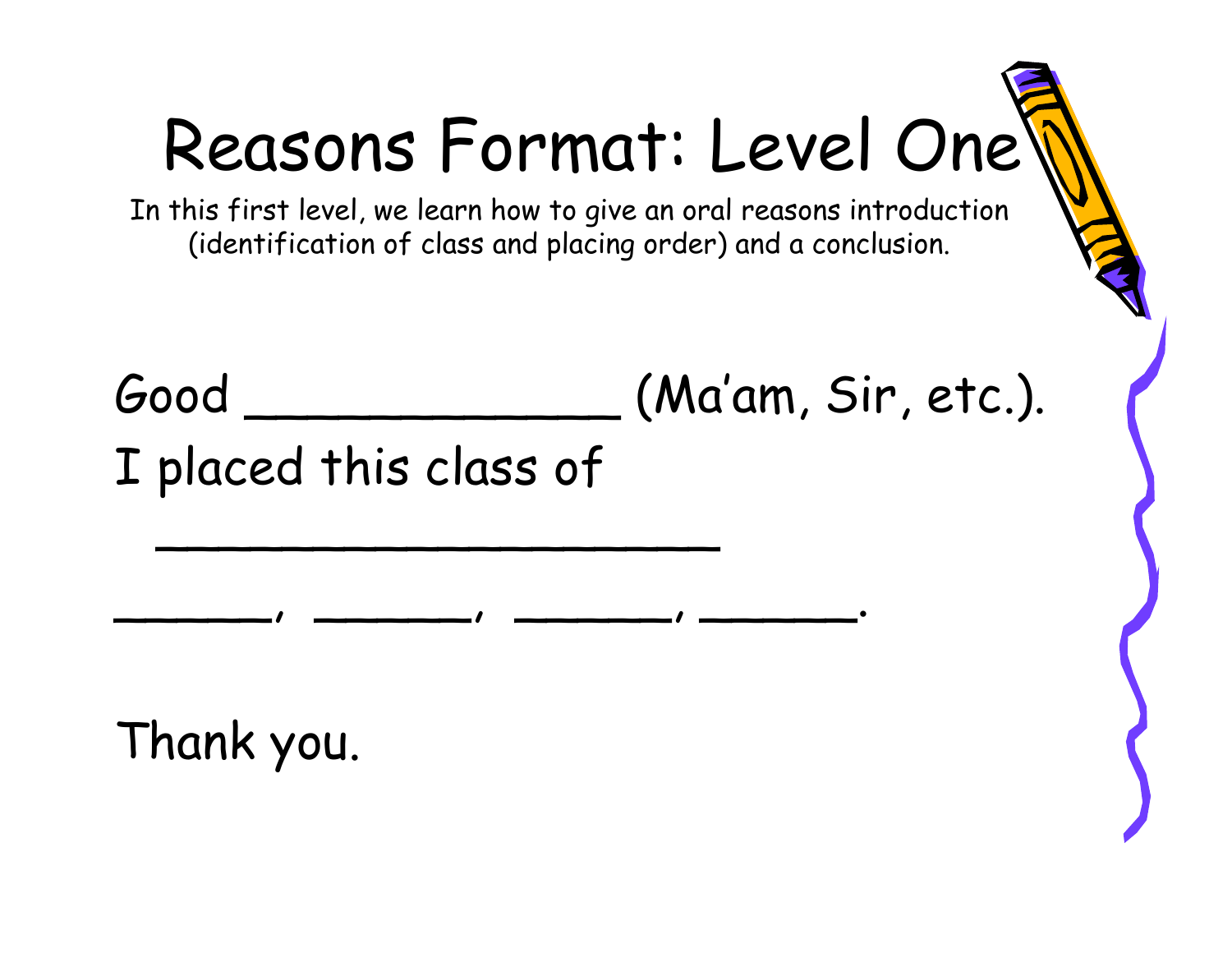# Reasons Format: Level One

In this first level, we learn how to give an oral reasons introduction (identification of class and placing order) and a conclusion.

Good _____________ (Ma'am, Sir, etc.).

I placed this class of

____________________

_____, _____, _____, _____.

Thank you.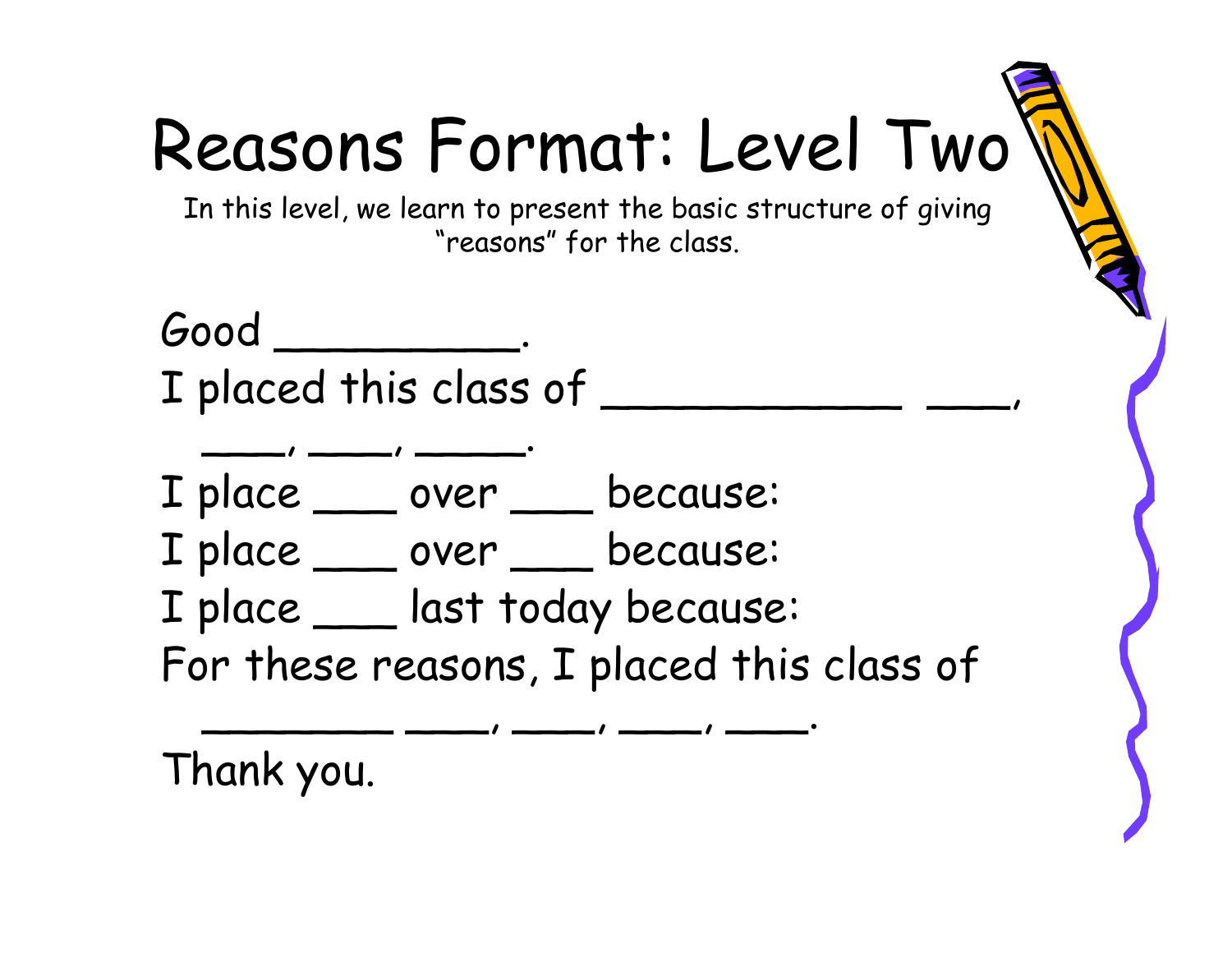# Reasons Format: Level Two

In this level, we learn to present the basic structure of giving "reasons" for the class.

Good __________.

I placed this class of ____________ ___, ___, ___, _____.

I place ___ over ___ because:

I place ___ over ___ because:

I place ___ last today because:

For these reasons, I placed this class of ________ ___, ___, ___, ___.

Thank you.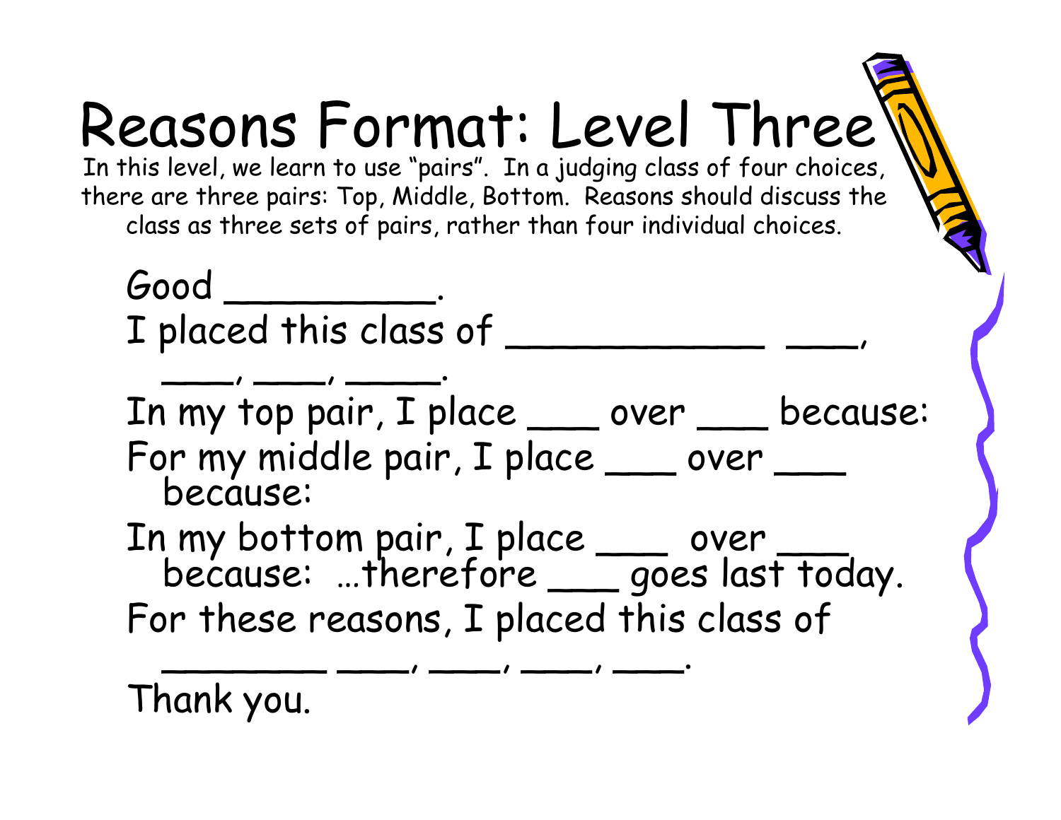# Reasons Format: Level Three

In this level, we learn to use "pairs". In a judging class of four choices, there are three pairs: Top, Middle, Bottom. Reasons should discuss the class as three sets of pairs, rather than four individual choices.

Good _________.
I placed this class of ___________ ___, ___, ___, ____.
In my top pair, I place ___ over ___ because:
For my middle pair, I place ___ over ___ because:
In my bottom pair, I place ___ over ___ because: …therefore ___ goes last today.
For these reasons, I placed this class of _______ ___, ___, ___, ___.
Thank you.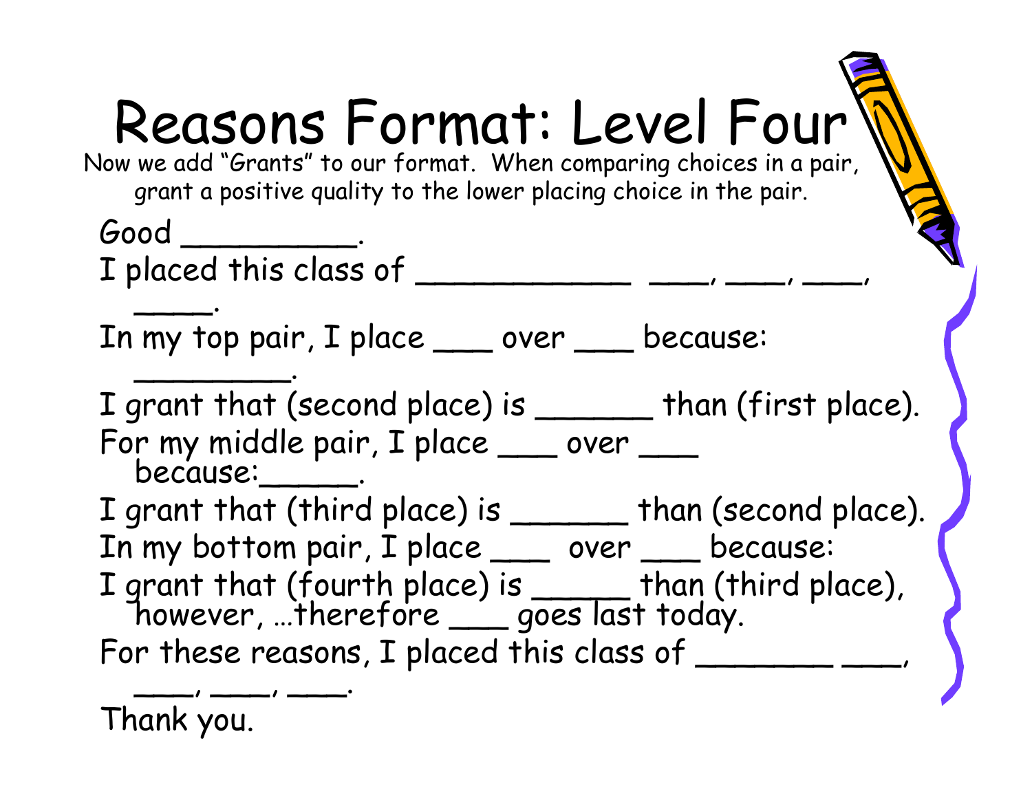# Reasons Format: Level Four

Now we add "Grants" to our format. When comparing choices in a pair, grant a positive quality to the lower placing choice in the pair.

Good _________.

I placed this class of ___________ ___, ___, ___, ____.

In my top pair, I place ___ over ___ because: ________.

I grant that (second place) is ______ than (first place).

For my middle pair, I place ___ over ___ because:_____.

I grant that (third place) is ______ than (second place).

In my bottom pair, I place ___ over ___ because:

I grant that (fourth place) is _____ than (third place), however, …therefore ___ goes last today.

For these reasons, I placed this class of _______ ___, ___, ___, ___.

Thank you.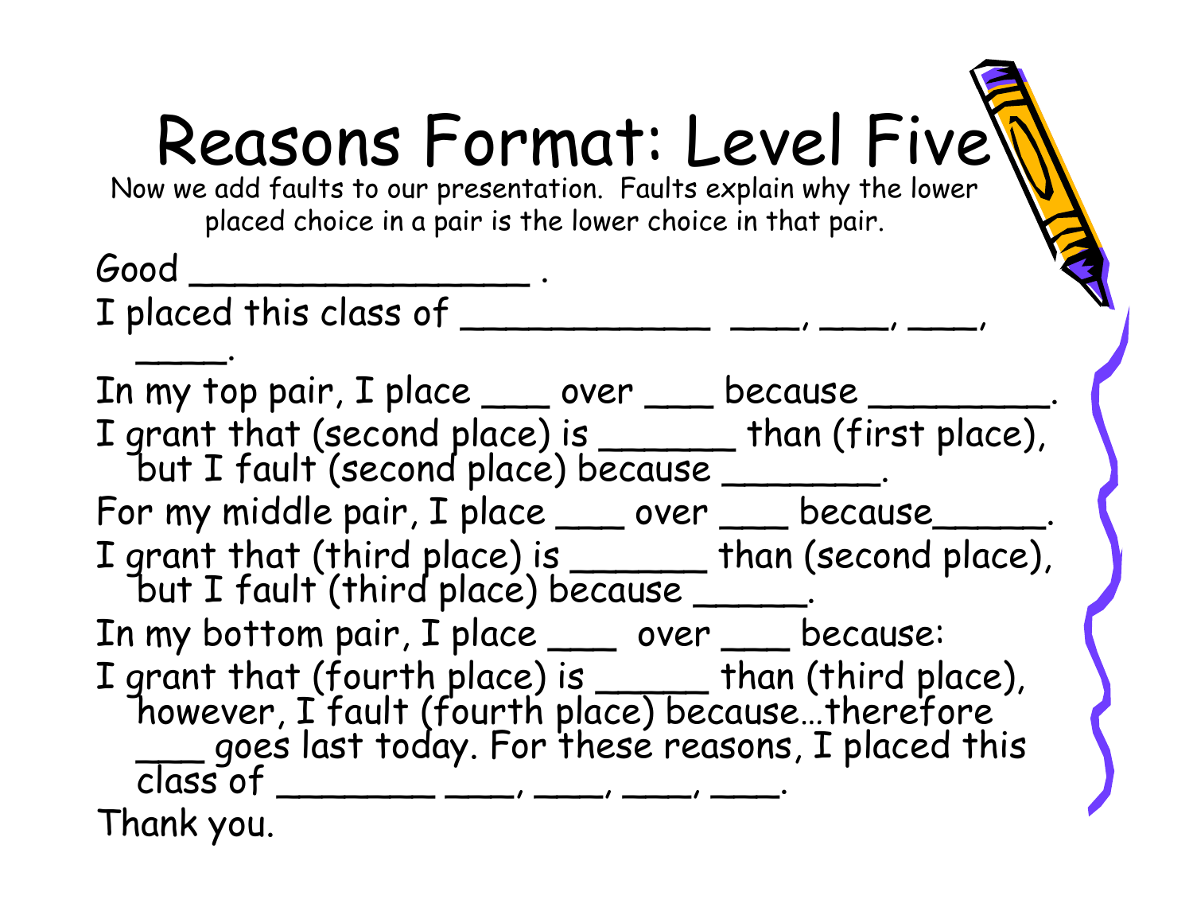# Reasons Format: Level Five

Now we add faults to our presentation. Faults explain why the lower placed choice in a pair is the lower choice in that pair.

Good _________________ .

I placed this class of ____________ ___, ___, ___, ____.

In my top pair, I place ___ over ___ because _________.

I grant that (second place) is _______ than (first place), but I fault (second place) because ________.

For my middle pair, I place ___ over ___ because______.

I grant that (third place) is _______ than (second place), but I fault (third place) because ______.

In my bottom pair, I place ___ over ___ because:

I grant that (fourth place) is ______ than (third place), however, I fault (fourth place) because…therefore ___ goes last today. For these reasons, I placed this class of ________ ___, ___, ___, ___.

Thank you.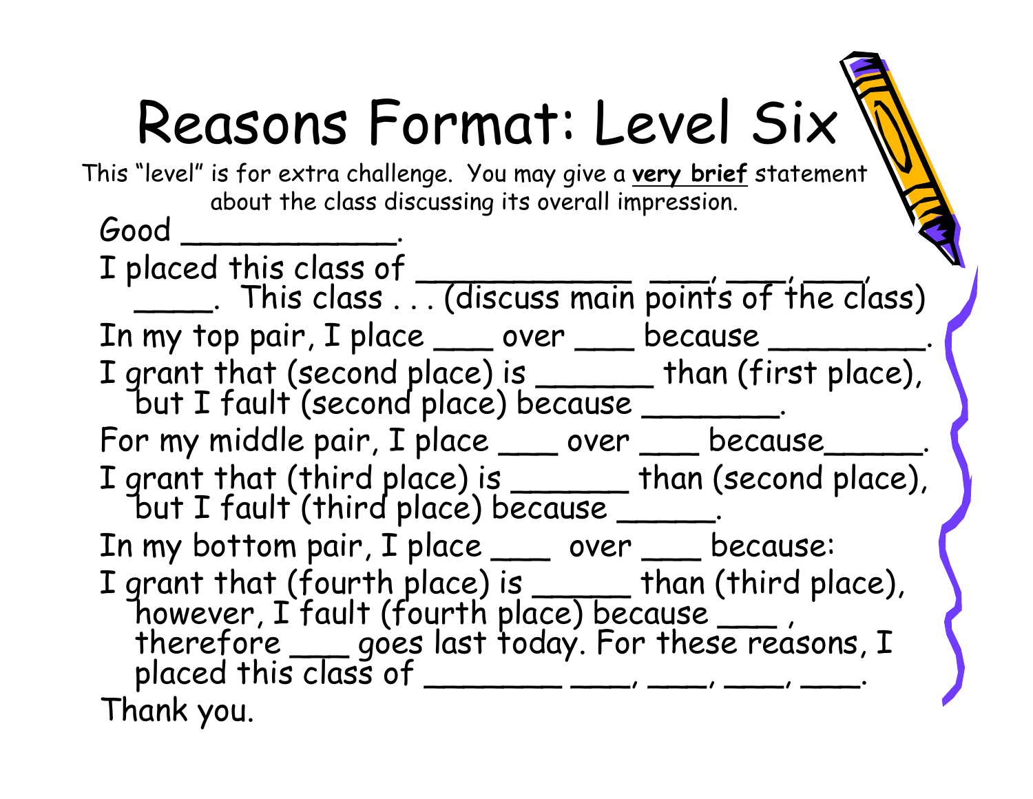# Reasons Format: Level Six

This "level" is for extra challenge. You may give a **very brief** statement about the class discussing its overall impression.

Good ___________.

I placed this class of ___________ ___, ___, ___, ____. This class . . . (discuss main points of the class)

In my top pair, I place ___ over ___ because ________.

I grant that (second place) is ______ than (first place), but I fault (second place) because _______.

For my middle pair, I place ___ over ___ because_____.

I grant that (third place) is ______ than (second place), but I fault (third place) because _____.

In my bottom pair, I place ___ over ___ because:

I grant that (fourth place) is _____ than (third place), however, I fault (fourth place) because ___ , therefore ___ goes last today. For these reasons, I placed this class of _______ ___, ___, ___, ___.

Thank you.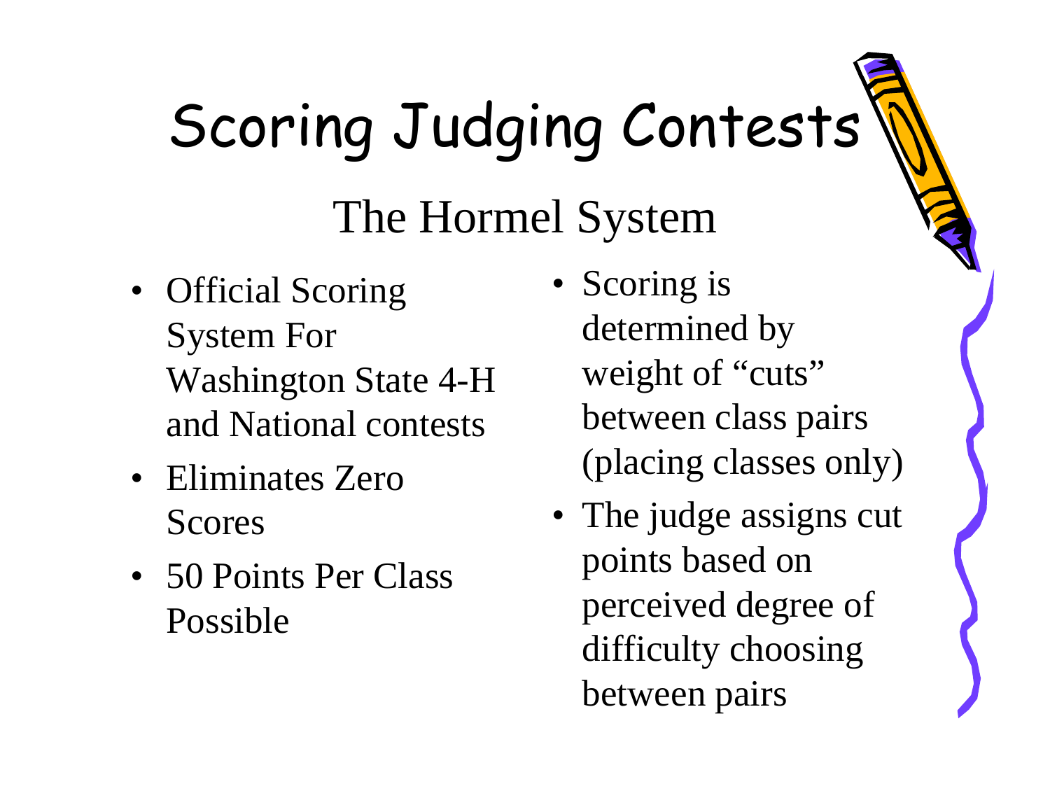# Scoring Judging Contests

## The Hormel System

- Official Scoring System For Washington State 4-H and National contests
- Eliminates Zero Scores
- 50 Points Per Class Possible
- Scoring is determined by weight of "cuts" between class pairs (placing classes only)
- The judge assigns cut points based on perceived degree of difficulty choosing between pairs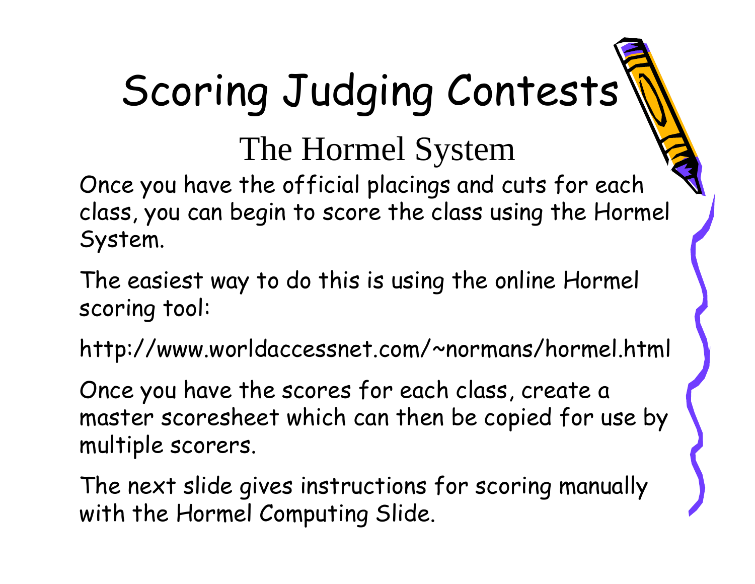# Scoring Judging Contests

## The Hormel System

Once you have the official placings and cuts for each class, you can begin to score the class using the Hormel System.

The easiest way to do this is using the online Hormel scoring tool:

http://www.worldaccessnet.com/~normans/hormel.html

Once you have the scores for each class, create a master scoresheet which can then be copied for use by multiple scorers.

The next slide gives instructions for scoring manually with the Hormel Computing Slide.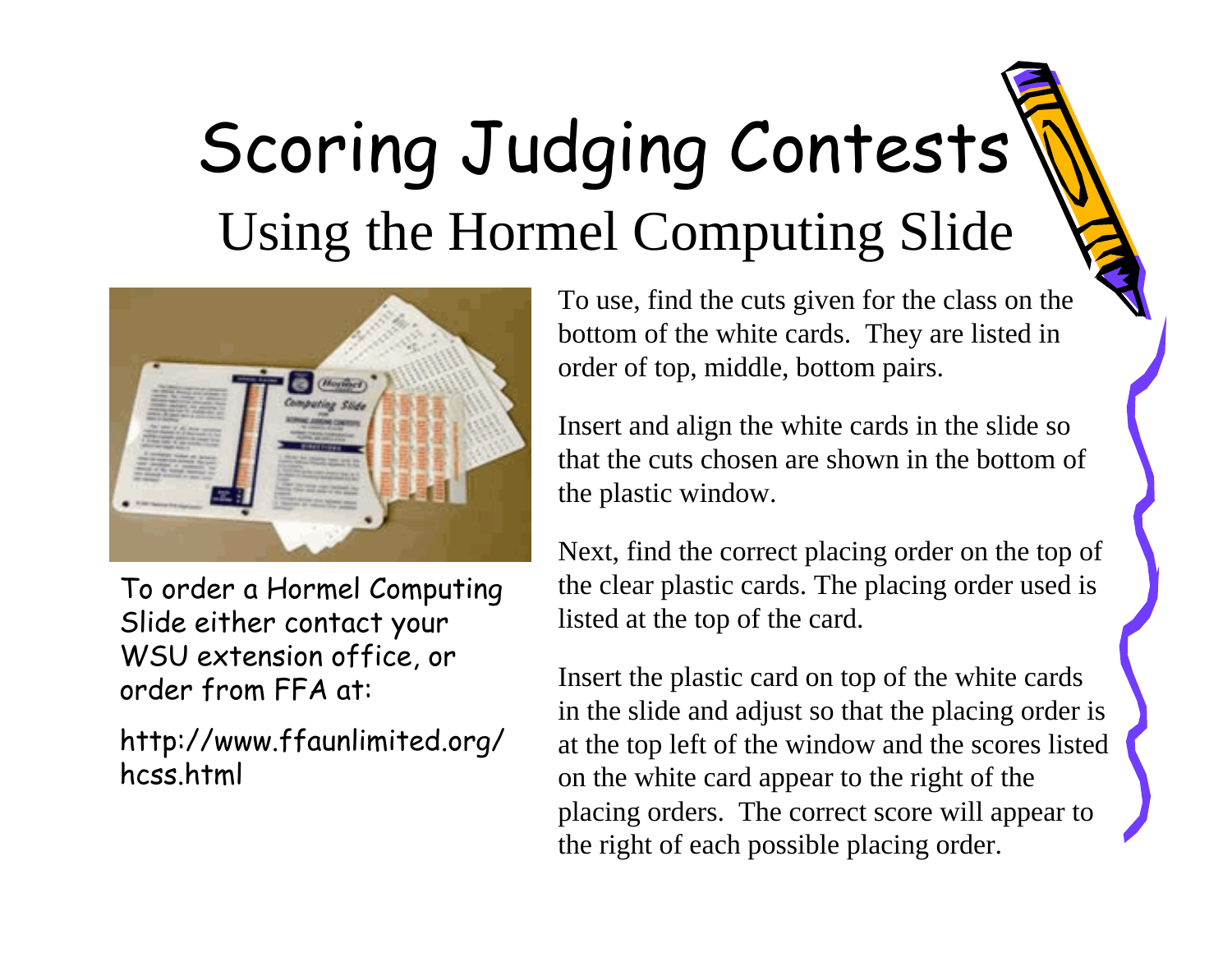# Scoring Judging Contests

## Using the Hormel Computing Slide

To order a Hormel Computing Slide either contact your WSU extension office, or order from FFA at:

http://www.ffaunlimited.org/hcss.html

To use, find the cuts given for the class on the bottom of the white cards. They are listed in order of top, middle, bottom pairs.

Insert and align the white cards in the slide so that the cuts chosen are shown in the bottom of the plastic window.

Next, find the correct placing order on the top of the clear plastic cards. The placing order used is listed at the top of the card.

Insert the plastic card on top of the white cards in the slide and adjust so that the placing order is at the top left of the window and the scores listed on the white card appear to the right of the placing orders. The correct score will appear to the right of each possible placing order.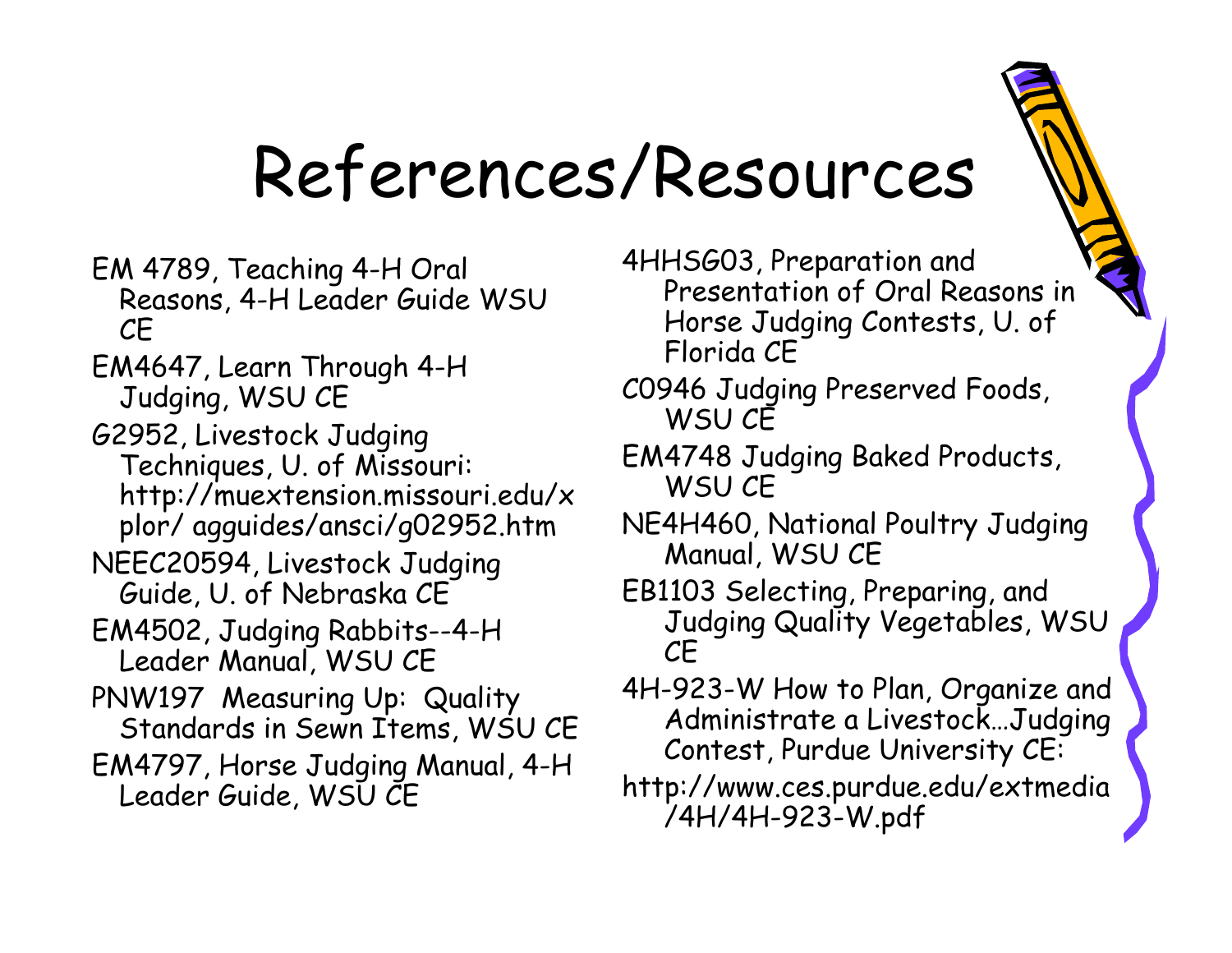# References/Resources

- EM 4789, Teaching 4-H Oral Reasons, 4-H Leader Guide WSU CE
- EM4647, Learn Through 4-H Judging, WSU CE
- G2952, Livestock Judging Techniques, U. of Missouri: http://muextension.missouri.edu/xplor/ agguides/ansci/g02952.htm
- NEEC20594, Livestock Judging Guide, U. of Nebraska CE
- EM4502, Judging Rabbits--4-H Leader Manual, WSU CE
- PNW197 Measuring Up: Quality Standards in Sewn Items, WSU CE
- EM4797, Horse Judging Manual, 4-H Leader Guide, WSU CE
- 4HHSG03, Preparation and Presentation of Oral Reasons in Horse Judging Contests, U. of Florida CE
- C0946 Judging Preserved Foods, WSU CE
- EM4748 Judging Baked Products, WSU CE
- NE4H460, National Poultry Judging Manual, WSU CE
- EB1103 Selecting, Preparing, and Judging Quality Vegetables, WSU CE
- 4H-923-W How to Plan, Organize and Administrate a Livestock…Judging Contest, Purdue University CE:

http://www.ces.purdue.edu/extmedia/4H/4H-923-W.pdf